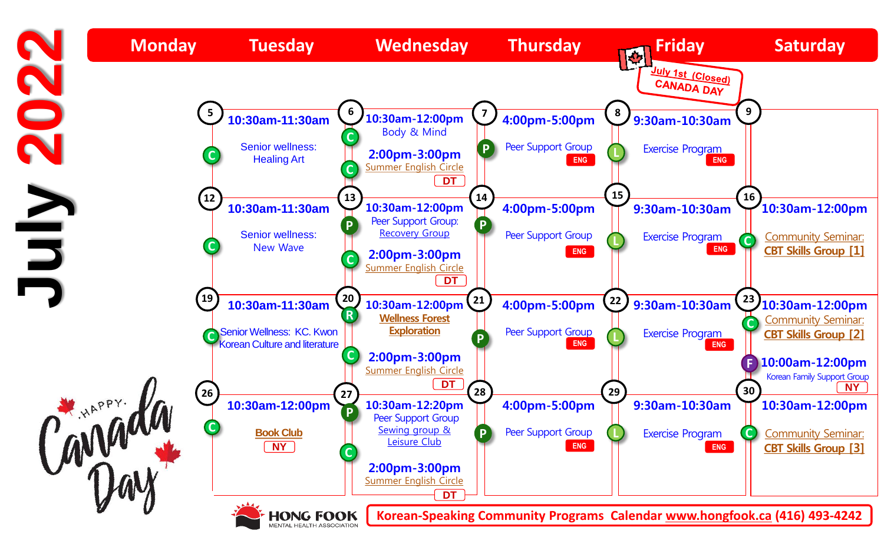# July 2022

**July 1st (Closed) CANADA DAY**

| Monday | Tuesday | Wednesday | Thursday | Friday | Saturday |
|---|---|---|---|---|---|
| | **5** 10:30am-11:30am (C) Senior wellness: Healing Art | **6** 10:30am-12:00pm (C) Body & Mind; 2:00pm-3:00pm (C) Summer English Circle DT | **7** 4:00pm-5:00pm (P) Peer Support Group ENG | **8** 9:30am-10:30am (L) Exercise Program ENG | **9** |
| | **12** 10:30am-11:30am (C) Senior wellness: New Wave | **13** 10:30am-12:00pm (P) Peer Support Group: Recovery Group; 2:00pm-3:00pm (C) Summer English Circle DT | **14** 4:00pm-5:00pm (P) Peer Support Group ENG | **15** 9:30am-10:30am (L) Exercise Program ENG | **16** 10:30am-12:00pm (C) Community Seminar: CBT Skills Group [1] |
| | **19** 10:30am-11:30am (C) Senior Wellness: KC. Kwon Korean Culture and literature | **20** 10:30am-12:00pm (R) Wellness Forest Exploration; 2:00pm-3:00pm (C) Summer English Circle DT | **21** 4:00pm-5:00pm (P) Peer Support Group ENG | **22** 9:30am-10:30am (L) Exercise Program ENG | **23** 10:30am-12:00pm (C) Community Seminar: CBT Skills Group [2]; 10:00am-12:00pm (F) Korean Family Support Group NY |
| | **26** 10:30am-12:00pm (C) Book Club NY | **27** 10:30am-12:20pm (P) Peer Support Group Sewing group & Leisure Club; 2:00pm-3:00pm (C) Summer English Circle DT | **28** 4:00pm-5:00pm (P) Peer Support Group ENG | **29** 9:30am-10:30am (L) Exercise Program ENG | **30** 10:30am-12:00pm (C) Community Seminar: CBT Skills Group [3] |

HAPPY Canada Day

HONG FOOK MENTAL HEALTH ASSOCIATION

**Korean-Speaking Community Programs Calendar www.hongfook.ca (416) 493-4242**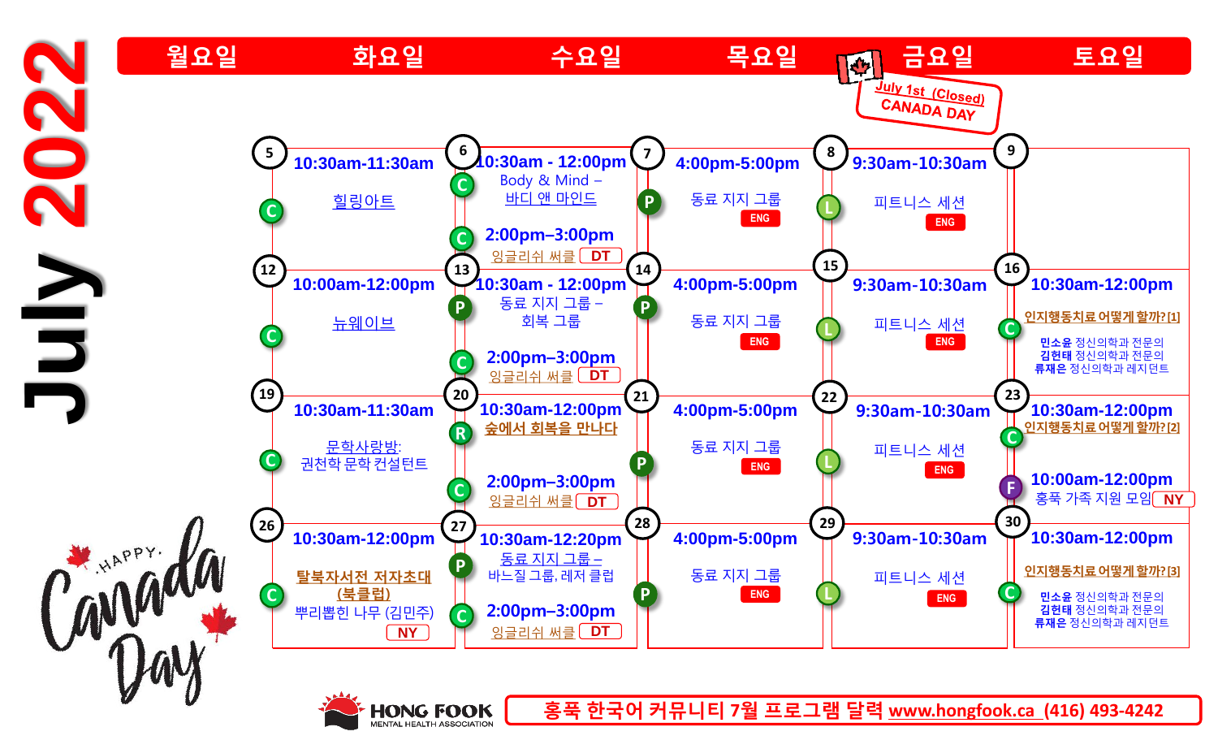# July 2022

| 월요일 | 화요일 | 수요일 | 목요일 | 금요일 | 토요일 |
|---|---|---|---|---|---|
| | | | | July 1st (Closed) CANADA DAY | |
| **5** (C) 10:30am-11:30am 힐링아트 | **6** (C) 10:30am - 12:00pm Body & Mind – 바디 앤 마인드 (C) 2:00pm–3:00pm 잉글리쉬 써클 DT | **7** (P) 4:00pm-5:00pm 동료 지지 그룹 ENG | **8** (L) 9:30am-10:30am 피트니스 세션 ENG | **9** | |
| **12** (C) 10:00am-12:00pm 뉴웨이브 | **13** (P) 10:30am - 12:00pm 동료 지지 그룹 – 회복 그룹 (C) 2:00pm–3:00pm 잉글리쉬 써클 DT | **14** (P) 4:00pm-5:00pm 동료 지지 그룹 ENG | **15** (L) 9:30am-10:30am 피트니스 세션 ENG | **16** (C) 10:30am-12:00pm 인지행동치료 어떻게 할까? [1] 민소윤 정신의학과 전문의 김헌태 정신의학과 전문의 류재은 정신의학과 레지던트 | |
| **19** (C) 10:30am-11:30am 문학사랑방: 권천학 문학 컨설턴트 | **20** (R) 10:30am-12:00pm 숲에서 회복을 만나다 (C) 2:00pm–3:00pm 잉글리쉬 써클 DT | **21** (P) 4:00pm-5:00pm 동료 지지 그룹 ENG | **22** (L) 9:30am-10:30am 피트니스 세션 ENG | **23** (C) 10:30am-12:00pm 인지행동치료 어떻게 할까? [2] (F) 10:00am-12:00pm 홍푹 가족 지원 모임 NY | |
| **26** (C) 10:30am-12:00pm 탈북자서전 저자초대 (북클럽) 뿌리뽑힌 나무 (김민주) NY | **27** (P) 10:30am-12:20pm 동료 지지 그룹 – 바느질 그룹, 레저 클럽 (C) 2:00pm–3:00pm 잉글리쉬 써클 DT | **28** (P) 4:00pm-5:00pm 동료 지지 그룹 ENG | **29** (L) 9:30am-10:30am 피트니스 세션 ENG | **30** (C) 10:30am-12:00pm 인지행동치료 어떻게 할까? [3] 민소윤 정신의학과 전문의 김헌태 정신의학과 전문의 류재은 정신의학과 레지던트 | |

HAPPY Canada Day

HONG FOOK MENTAL HEALTH ASSOCIATION

홍푹 한국어 커뮤니티 7월 프로그램 달력 www.hongfook.ca (416) 493-4242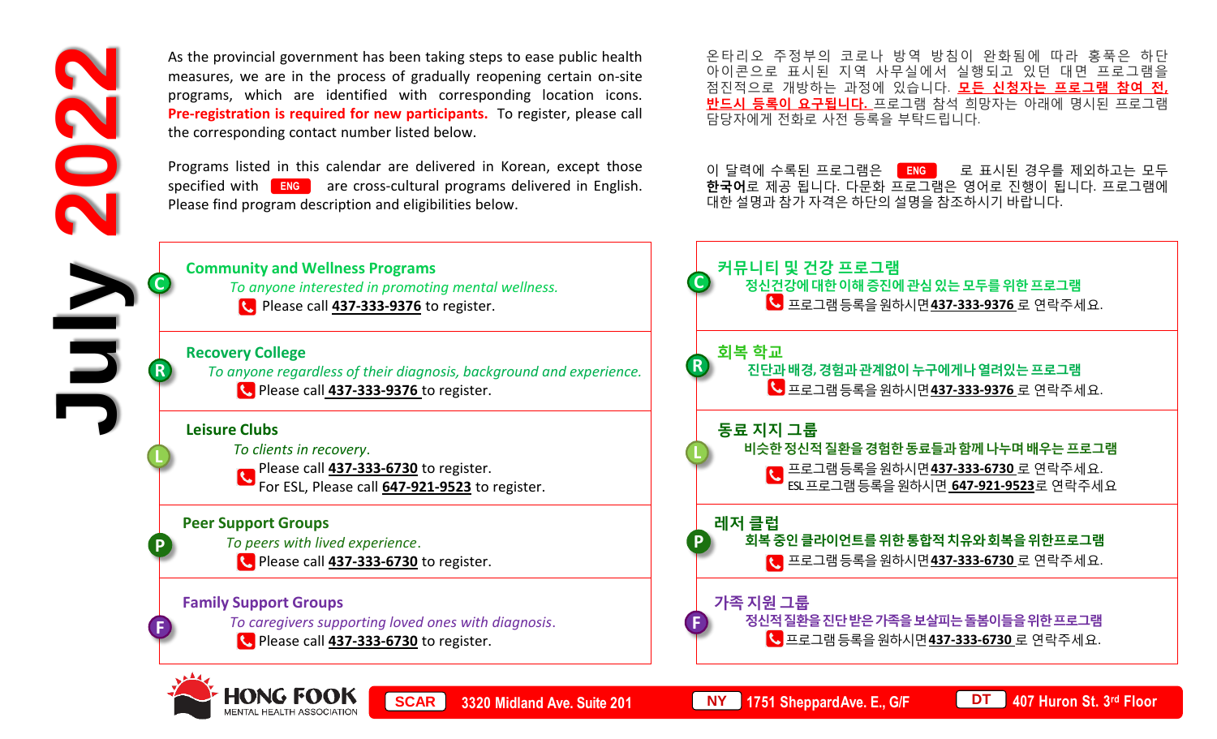# July 2022

As the provincial government has been taking steps to ease public health measures, we are in the process of gradually reopening certain on-site programs, which are identified with corresponding location icons. **Pre-registration is required for new participants.** To register, please call the corresponding contact number listed below.

Programs listed in this calendar are delivered in Korean, except those specified with ENG are cross-cultural programs delivered in English. Please find program description and eligibilities below.

### C — Community and Wellness Programs

*To anyone interested in promoting mental wellness.*

Please call **437-333-9376** to register.

### R — Recovery College

*To anyone regardless of their diagnosis, background and experience.*

Please call **437-333-9376** to register.

### L — Leisure Clubs

*To clients in recovery.*

Please call **437-333-6730** to register.
For ESL, Please call **647-921-9523** to register.

### P — Peer Support Groups

*To peers with lived experience.*

Please call **437-333-6730** to register.

### F — Family Support Groups

*To caregivers supporting loved ones with diagnosis.*

Please call **437-333-6730** to register.

---

온타리오 주정부의 코로나 방역 방침이 완화됨에 따라 홍푹은 하단 아이콘으로 표시된 지역 사무실에서 실행되고 있던 대면 프로그램을 점진적으로 개방하는 과정에 있습니다. **모든 신청자는 프로그램 참여 전, 반드시 등록이 요구됩니다.** 프로그램 참석 희망자는 아래에 명시된 프로그램 담당자에게 전화로 사전 등록을 부탁드립니다.

이 달력에 수록된 프로그램은 ENG 로 표시된 경우를 제외하고는 모두 **한국어**로 제공 됩니다. 다문화 프로그램은 영어로 진행이 됩니다. 프로그램에 대한 설명과 참가 자격은 하단의 설명을 참조하시기 바랍니다.

### C — 커뮤니티 및 건강 프로그램

정신건강에 대한 이해 증진에 관심 있는 모두를 위한 프로그램

프로그램 등록을 원하시면 **437-333-9376** 로 연락주세요.

### R — 회복 학교

진단과 배경, 경험과 관계없이 누구에게나 열려있는 프로그램

프로그램 등록을 원하시면 **437-333-9376** 로 연락주세요.

### L — 동료 지지 그룹

비슷한 정신적 질환을 경험한 동료들과 함께 나누며 배우는 프로그램

프로그램 등록을 원하시면 **437-333-6730** 로 연락주세요.
ESL 프로그램 등록을 원하시면 **647-921-9523**로 연락주세요

### P — 레저 클럽

회복 중인 클라이언트를 위한 통합적 치유와 회복을 위한 프로그램

프로그램 등록을 원하시면 **437-333-6730** 로 연락주세요.

### F — 가족 지원 그룹

정신적 질환을 진단 받은 가족을 보살피는 돌봄이들을 위한 프로그램

프로그램 등록을 원하시면 **437-333-6730** 로 연락주세요.

---

HONG FOOK MENTAL HEALTH ASSOCIATION

**SCAR** 3320 Midland Ave. Suite 201 | **NY** 1751 Sheppard Ave. E., G/F | **DT** 407 Huron St. 3rd Floor